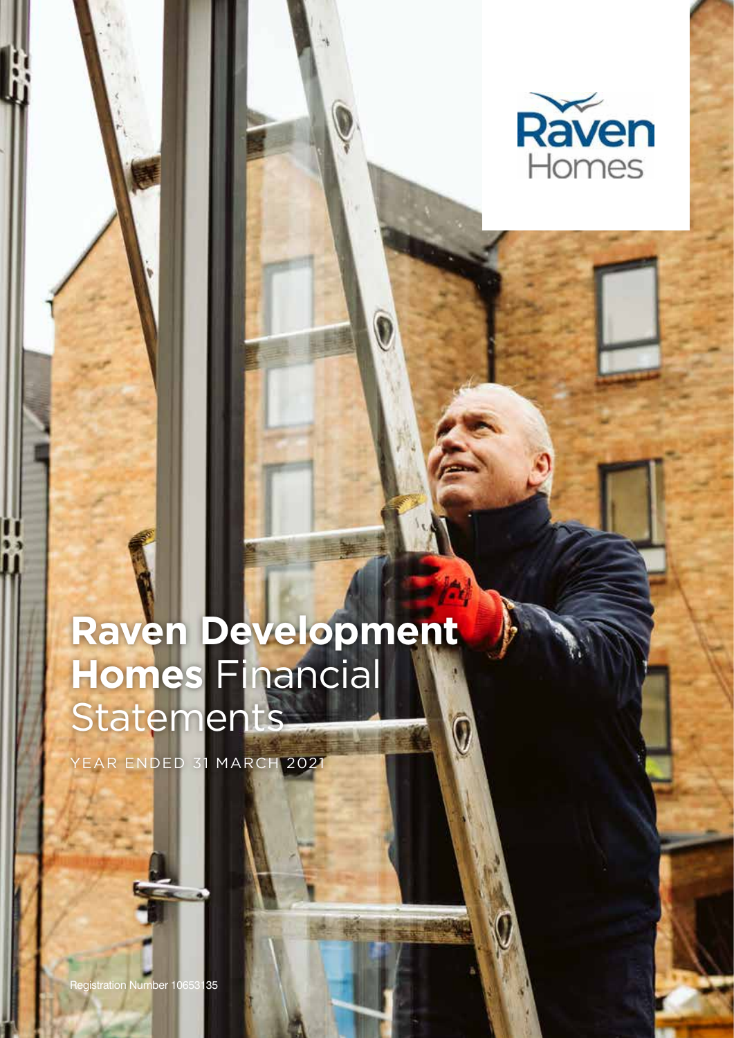Raven Homes

# **Raven Development Homes** Financial Statements

YEAR ENDED 31 MARCH 2021

Registration Number 10653135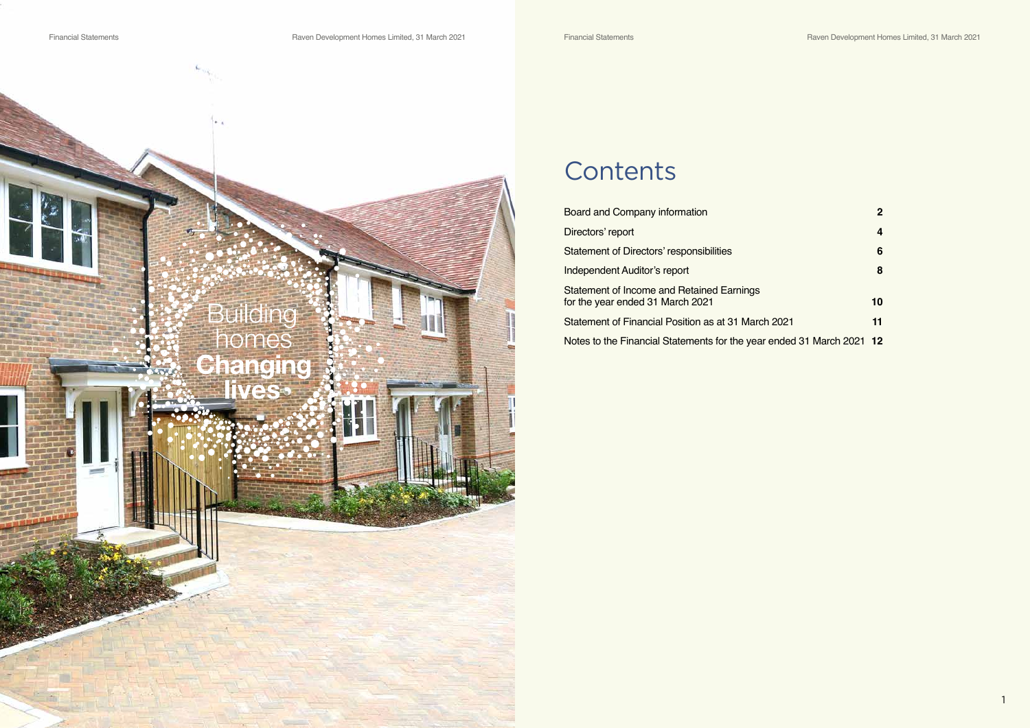Building homes **Changing lives**

# Contents

| | |
|---|---|
| Board and Company information | **2** |
| Directors' report | **4** |
| Statement of Directors' responsibilities | **6** |
| Independent Auditor's report | **8** |
| Statement of Income and Retained Earnings for the year ended 31 March 2021 | **10** |
| Statement of Financial Position as at 31 March 2021 | **11** |
| Notes to the Financial Statements for the year ended 31 March 2021 | **12** |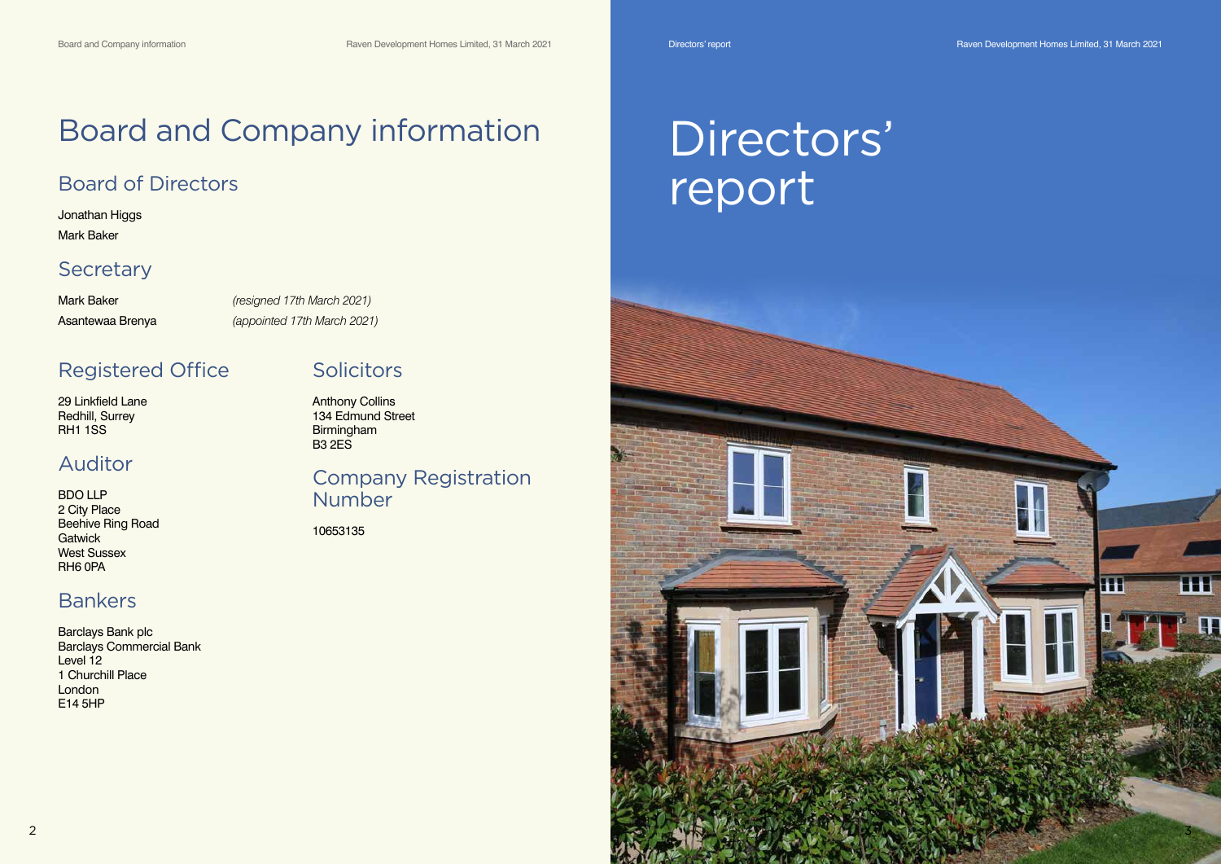# Board and Company information

## Board of Directors

Jonathan Higgs

Mark Baker

## Secretary

Mark Baker *(resigned 17th March 2021)*

Asantewaa Brenya *(appointed 17th March 2021)*

## Registered Office

29 Linkfield Lane
Redhill, Surrey
RH1 1SS

## Auditor

BDO LLP
2 City Place
Beehive Ring Road
Gatwick
West Sussex
RH6 0PA

## Bankers

Barclays Bank plc
Barclays Commercial Bank
Level 12
1 Churchill Place
London
E14 5HP

## Solicitors

Anthony Collins
134 Edmund Street
Birmingham
B3 2ES

## Company Registration Number

10653135

# Directors' report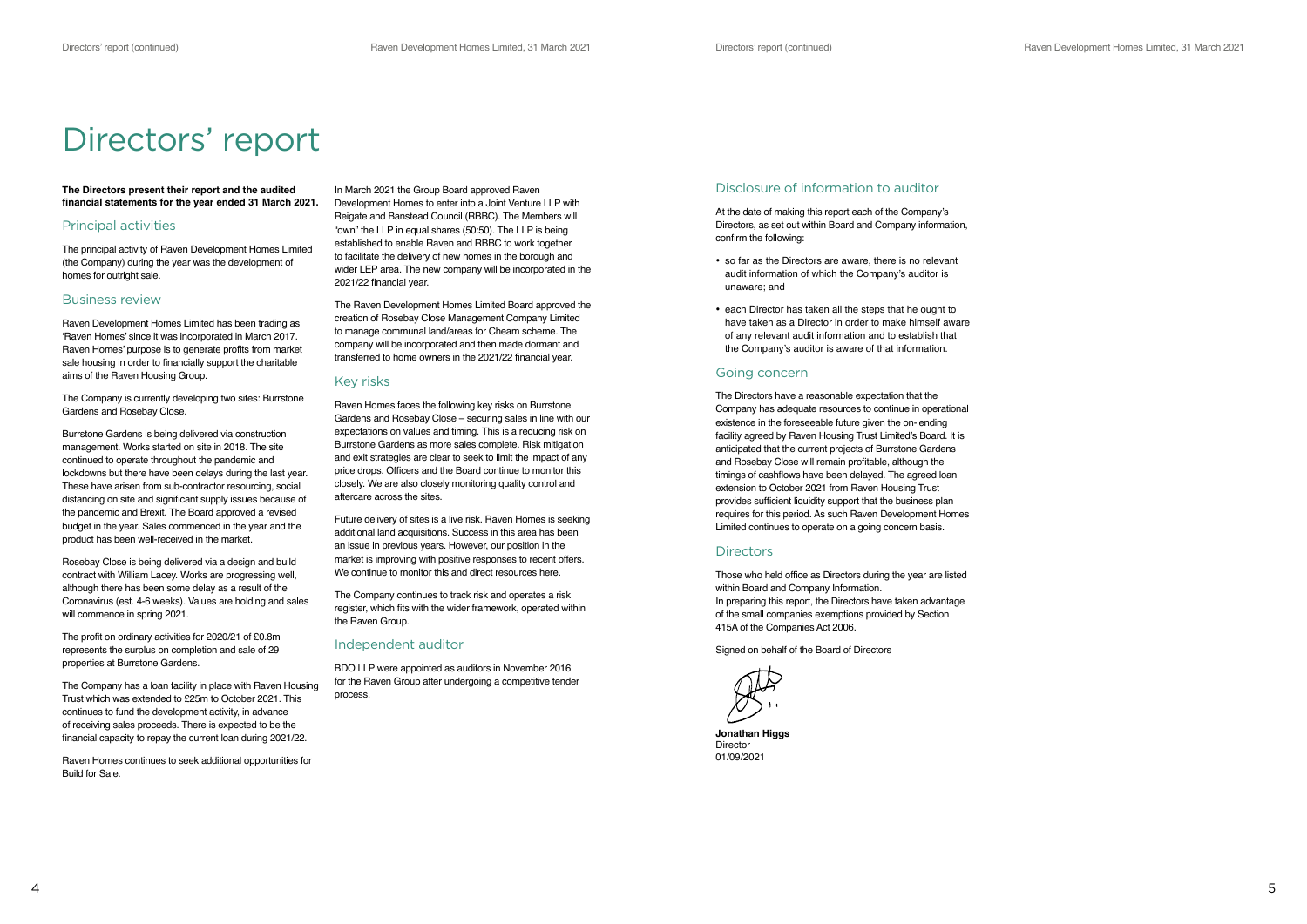# Directors' report

**The Directors present their report and the audited financial statements for the year ended 31 March 2021.**

## Principal activities

The principal activity of Raven Development Homes Limited (the Company) during the year was the development of homes for outright sale.

## Business review

Raven Development Homes Limited has been trading as 'Raven Homes' since it was incorporated in March 2017. Raven Homes' purpose is to generate profits from market sale housing in order to financially support the charitable aims of the Raven Housing Group.

The Company is currently developing two sites: Burrstone Gardens and Rosebay Close.

Burrstone Gardens is being delivered via construction management. Works started on site in 2018. The site continued to operate throughout the pandemic and lockdowns but there have been delays during the last year. These have arisen from sub-contractor resourcing, social distancing on site and significant supply issues because of the pandemic and Brexit. The Board approved a revised budget in the year. Sales commenced in the year and the product has been well-received in the market.

Rosebay Close is being delivered via a design and build contract with William Lacey. Works are progressing well, although there has been some delay as a result of the Coronavirus (est. 4-6 weeks). Values are holding and sales will commence in spring 2021.

The profit on ordinary activities for 2020/21 of £0.8m represents the surplus on completion and sale of 29 properties at Burrstone Gardens.

The Company has a loan facility in place with Raven Housing Trust which was extended to £25m to October 2021. This continues to fund the development activity, in advance of receiving sales proceeds. There is expected to be the financial capacity to repay the current loan during 2021/22.

Raven Homes continues to seek additional opportunities for Build for Sale.

In March 2021 the Group Board approved Raven Development Homes to enter into a Joint Venture LLP with Reigate and Banstead Council (RBBC). The Members will "own" the LLP in equal shares (50:50). The LLP is being established to enable Raven and RBBC to work together to facilitate the delivery of new homes in the borough and wider LEP area. The new company will be incorporated in the 2021/22 financial year.

The Raven Development Homes Limited Board approved the creation of Rosebay Close Management Company Limited to manage communal land/areas for Cheam scheme. The company will be incorporated and then made dormant and transferred to home owners in the 2021/22 financial year.

## Key risks

Raven Homes faces the following key risks on Burrstone Gardens and Rosebay Close – securing sales in line with our expectations on values and timing. This is a reducing risk on Burrstone Gardens as more sales complete. Risk mitigation and exit strategies are clear to seek to limit the impact of any price drops. Officers and the Board continue to monitor this closely. We are also closely monitoring quality control and aftercare across the sites.

Future delivery of sites is a live risk. Raven Homes is seeking additional land acquisitions. Success in this area has been an issue in previous years. However, our position in the market is improving with positive responses to recent offers. We continue to monitor this and direct resources here.

The Company continues to track risk and operates a risk register, which fits with the wider framework, operated within the Raven Group.

## Independent auditor

BDO LLP were appointed as auditors in November 2016 for the Raven Group after undergoing a competitive tender process.

## Disclosure of information to auditor

At the date of making this report each of the Company's Directors, as set out within Board and Company information, confirm the following:

- so far as the Directors are aware, there is no relevant audit information of which the Company's auditor is unaware; and
- each Director has taken all the steps that he ought to have taken as a Director in order to make himself aware of any relevant audit information and to establish that the Company's auditor is aware of that information.

## Going concern

The Directors have a reasonable expectation that the Company has adequate resources to continue in operational existence in the foreseeable future given the on-lending facility agreed by Raven Housing Trust Limited's Board. It is anticipated that the current projects of Burrstone Gardens and Rosebay Close will remain profitable, although the timings of cashflows have been delayed. The agreed loan extension to October 2021 from Raven Housing Trust provides sufficient liquidity support that the business plan requires for this period. As such Raven Development Homes Limited continues to operate on a going concern basis.

## Directors

Those who held office as Directors during the year are listed within Board and Company Information.
In preparing this report, the Directors have taken advantage of the small companies exemptions provided by Section 415A of the Companies Act 2006.

Signed on behalf of the Board of Directors

**Jonathan Higgs**
Director
01/09/2021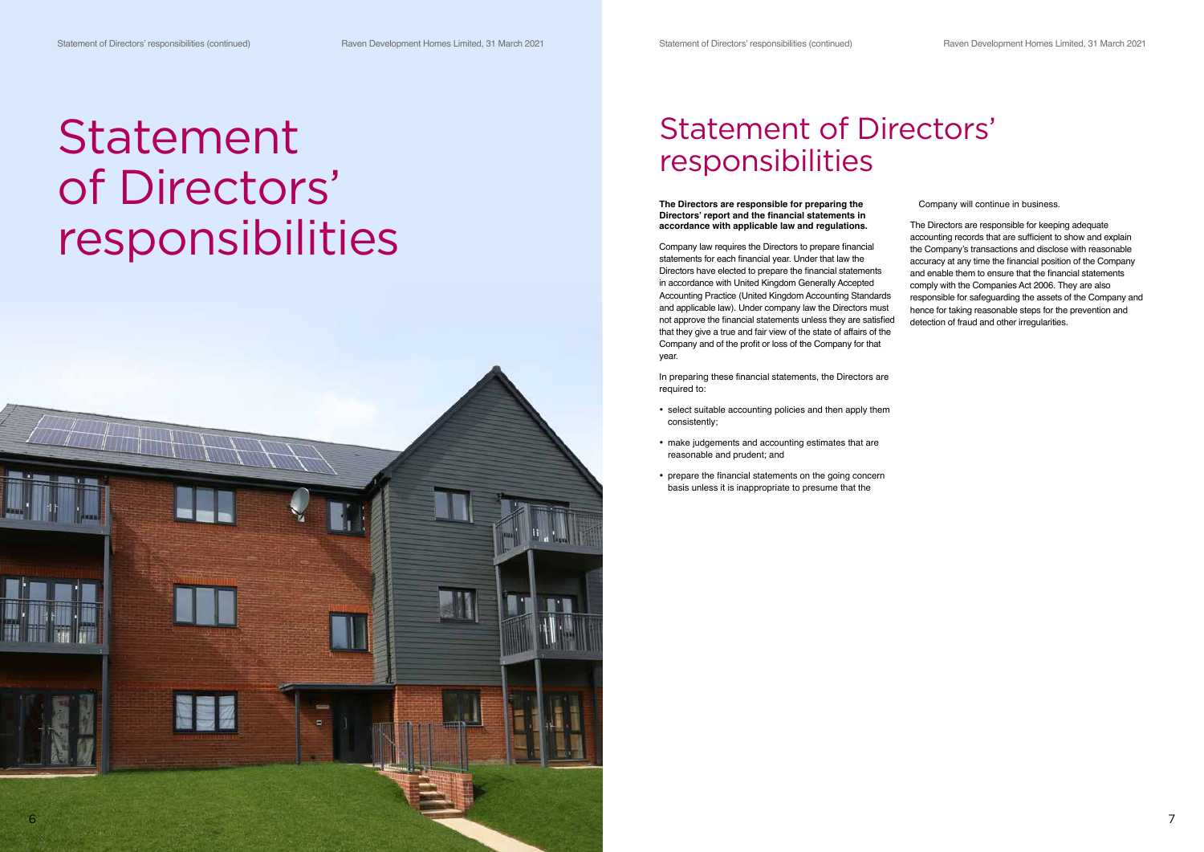# Statement of Directors' responsibilities

## Statement of Directors' responsibilities

**The Directors are responsible for preparing the Directors' report and the financial statements in accordance with applicable law and regulations.**

Company law requires the Directors to prepare financial statements for each financial year. Under that law the Directors have elected to prepare the financial statements in accordance with United Kingdom Generally Accepted Accounting Practice (United Kingdom Accounting Standards and applicable law). Under company law the Directors must not approve the financial statements unless they are satisfied that they give a true and fair view of the state of affairs of the Company and of the profit or loss of the Company for that year.

In preparing these financial statements, the Directors are required to:

- select suitable accounting policies and then apply them consistently;
- make judgements and accounting estimates that are reasonable and prudent; and
- prepare the financial statements on the going concern basis unless it is inappropriate to presume that the Company will continue in business.

The Directors are responsible for keeping adequate accounting records that are sufficient to show and explain the Company's transactions and disclose with reasonable accuracy at any time the financial position of the Company and enable them to ensure that the financial statements comply with the Companies Act 2006. They are also responsible for safeguarding the assets of the Company and hence for taking reasonable steps for the prevention and detection of fraud and other irregularities.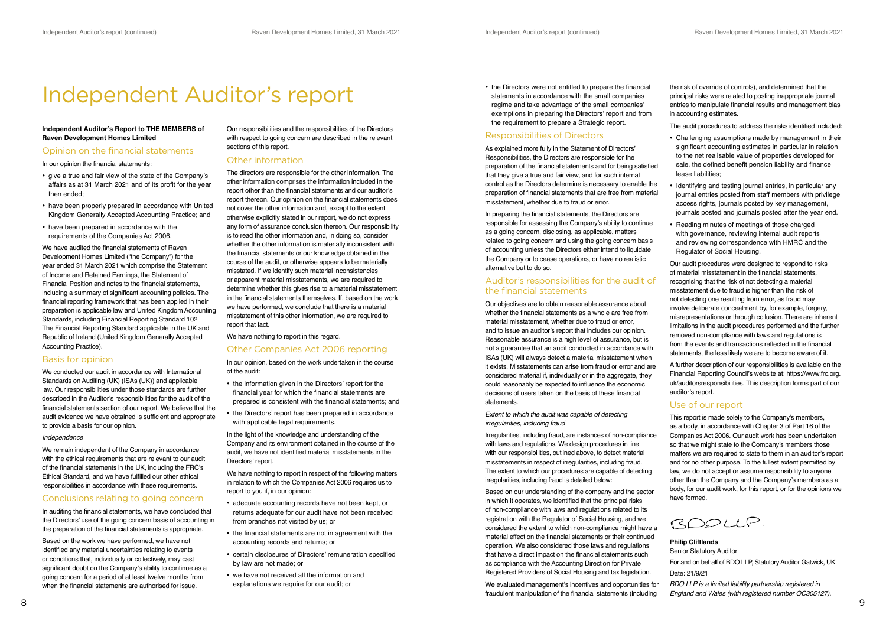# Independent Auditor's report

**Independent Auditor's Report to THE MEMBERS of Raven Development Homes Limited**

## Opinion on the financial statements

In our opinion the financial statements:

- give a true and fair view of the state of the Company's affairs as at 31 March 2021 and of its profit for the year then ended;
- have been properly prepared in accordance with United Kingdom Generally Accepted Accounting Practice; and
- have been prepared in accordance with the requirements of the Companies Act 2006.

We have audited the financial statements of Raven Development Homes Limited ("the Company") for the year ended 31 March 2021 which comprise the Statement of Income and Retained Earnings, the Statement of Financial Position and notes to the financial statements, including a summary of significant accounting policies. The financial reporting framework that has been applied in their preparation is applicable law and United Kingdom Accounting Standards, including Financial Reporting Standard 102 The Financial Reporting Standard applicable in the UK and Republic of Ireland (United Kingdom Generally Accepted Accounting Practice).

## Basis for opinion

We conducted our audit in accordance with International Standards on Auditing (UK) (ISAs (UK)) and applicable law. Our responsibilities under those standards are further described in the Auditor's responsibilities for the audit of the financial statements section of our report. We believe that the audit evidence we have obtained is sufficient and appropriate to provide a basis for our opinion.

*Independence*

We remain independent of the Company in accordance with the ethical requirements that are relevant to our audit of the financial statements in the UK, including the FRC's Ethical Standard, and we have fulfilled our other ethical responsibilities in accordance with these requirements.

## Conclusions relating to going concern

In auditing the financial statements, we have concluded that the Directors' use of the going concern basis of accounting in the preparation of the financial statements is appropriate.

Based on the work we have performed, we have not identified any material uncertainties relating to events or conditions that, individually or collectively, may cast significant doubt on the Company's ability to continue as a going concern for a period of at least twelve months from when the financial statements are authorised for issue.

Our responsibilities and the responsibilities of the Directors with respect to going concern are described in the relevant sections of this report.

## Other information

The directors are responsible for the other information. The other information comprises the information included in the report other than the financial statements and our auditor's report thereon. Our opinion on the financial statements does not cover the other information and, except to the extent otherwise explicitly stated in our report, we do not express any form of assurance conclusion thereon. Our responsibility is to read the other information and, in doing so, consider whether the other information is materially inconsistent with the financial statements or our knowledge obtained in the course of the audit, or otherwise appears to be materially misstated. If we identify such material inconsistencies or apparent material misstatements, we are required to determine whether this gives rise to a material misstatement in the financial statements themselves. If, based on the work we have performed, we conclude that there is a material misstatement of this other information, we are required to report that fact.

We have nothing to report in this regard.

## Other Companies Act 2006 reporting

In our opinion, based on the work undertaken in the course of the audit:

- the information given in the Directors' report for the financial year for which the financial statements are prepared is consistent with the financial statements; and
- the Directors' report has been prepared in accordance with applicable legal requirements.

In the light of the knowledge and understanding of the Company and its environment obtained in the course of the audit, we have not identified material misstatements in the Directors' report.

We have nothing to report in respect of the following matters in relation to which the Companies Act 2006 requires us to report to you if, in our opinion:

- adequate accounting records have not been kept, or returns adequate for our audit have not been received from branches not visited by us; or
- the financial statements are not in agreement with the accounting records and returns; or
- certain disclosures of Directors' remuneration specified by law are not made; or
- we have not received all the information and explanations we require for our audit; or
- the Directors were not entitled to prepare the financial statements in accordance with the small companies regime and take advantage of the small companies' exemptions in preparing the Directors' report and from the requirement to prepare a Strategic report.

## Responsibilities of Directors

As explained more fully in the Statement of Directors' Responsibilities, the Directors are responsible for the preparation of the financial statements and for being satisfied that they give a true and fair view, and for such internal control as the Directors determine is necessary to enable the preparation of financial statements that are free from material misstatement, whether due to fraud or error.

In preparing the financial statements, the Directors are responsible for assessing the Company's ability to continue as a going concern, disclosing, as applicable, matters related to going concern and using the going concern basis of accounting unless the Directors either intend to liquidate the Company or to cease operations, or have no realistic alternative but to do so.

## Auditor's responsibilities for the audit of the financial statements

Our objectives are to obtain reasonable assurance about whether the financial statements as a whole are free from material misstatement, whether due to fraud or error, and to issue an auditor's report that includes our opinion. Reasonable assurance is a high level of assurance, but is not a guarantee that an audit conducted in accordance with ISAs (UK) will always detect a material misstatement when it exists. Misstatements can arise from fraud or error and are considered material if, individually or in the aggregate, they could reasonably be expected to influence the economic decisions of users taken on the basis of these financial statements.

*Extent to which the audit was capable of detecting irregularities, including fraud*

Irregularities, including fraud, are instances of non-compliance with laws and regulations. We design procedures in line with our responsibilities, outlined above, to detect material misstatements in respect of irregularities, including fraud. The extent to which our procedures are capable of detecting irregularities, including fraud is detailed below:

Based on our understanding of the company and the sector in which it operates, we identified that the principal risks of non-compliance with laws and regulations related to its registration with the Regulator of Social Housing, and we considered the extent to which non-compliance might have a material effect on the financial statements or their continued operation. We also considered those laws and regulations that have a direct impact on the financial statements such as compliance with the Accounting Direction for Private Registered Providers of Social Housing and tax legislation.

We evaluated management's incentives and opportunities for fraudulent manipulation of the financial statements (including the risk of override of controls), and determined that the principal risks were related to posting inappropriate journal entries to manipulate financial results and management bias in accounting estimates.

The audit procedures to address the risks identified included:

- Challenging assumptions made by management in their significant accounting estimates in particular in relation to the net realisable value of properties developed for sale, the defined benefit pension liability and finance lease liabilities;
- Identifying and testing journal entries, in particular any journal entries posted from staff members with privilege access rights, journals posted by key management, journals posted and journals posted after the year end.
- Reading minutes of meetings of those charged with governance, reviewing internal audit reports and reviewing correspondence with HMRC and the Regulator of Social Housing.

Our audit procedures were designed to respond to risks of material misstatement in the financial statements, recognising that the risk of not detecting a material misstatement due to fraud is higher than the risk of not detecting one resulting from error, as fraud may involve deliberate concealment by, for example, forgery, misrepresentations or through collusion. There are inherent limitations in the audit procedures performed and the further removed non-compliance with laws and regulations is from the events and transactions reflected in the financial statements, the less likely we are to become aware of it.

A further description of our responsibilities is available on the Financial Reporting Council's website at: https://www.frc.org.uk/auditorsresponsibilities. This description forms part of our auditor's report.

## Use of our report

This report is made solely to the Company's members, as a body, in accordance with Chapter 3 of Part 16 of the Companies Act 2006. Our audit work has been undertaken so that we might state to the Company's members those matters we are required to state to them in an auditor's report and for no other purpose. To the fullest extent permitted by law, we do not accept or assume responsibility to anyone other than the Company and the Company's members as a body, for our audit work, for this report, or for the opinions we have formed.

BDO LLP

**Philip Cliftlands**
Senior Statutory Auditor

For and on behalf of BDO LLP, Statutory Auditor Gatwick, UK

Date: 21/9/21

*BDO LLP is a limited liability partnership registered in England and Wales (with registered number OC305127).*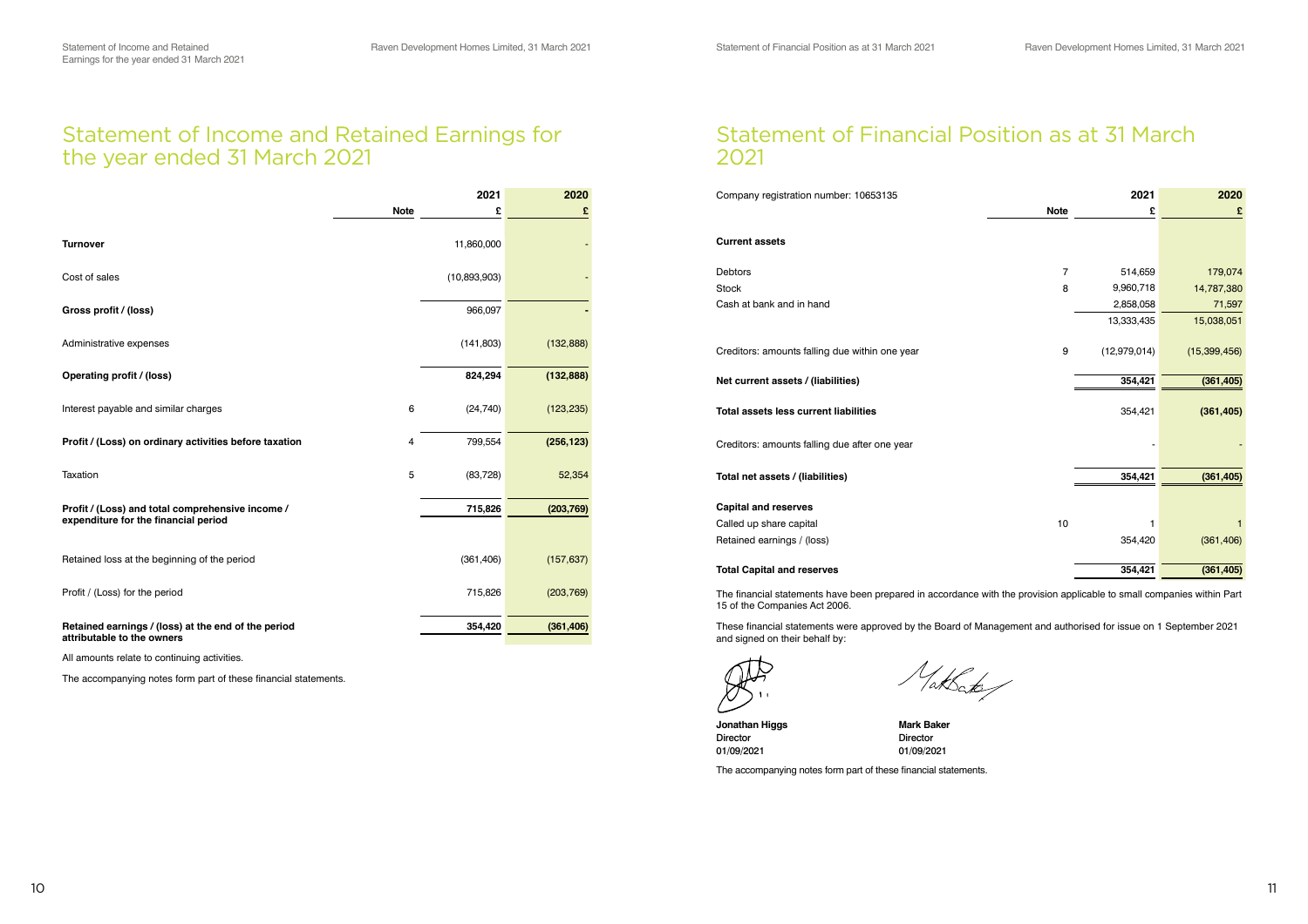# Statement of Income and Retained Earnings for the year ended 31 March 2021

| | Note | 2021 £ | 2020 £ |
|---|---|---|---|
| **Turnover** | | 11,860,000 | - |
| Cost of sales | | (10,893,903) | - |
| **Gross profit / (loss)** | | 966,097 | - |
| Administrative expenses | | (141,803) | (132,888) |
| **Operating profit / (loss)** | | **824,294** | **(132,888)** |
| Interest payable and similar charges | 6 | (24,740) | (123,235) |
| **Profit / (Loss) on ordinary activities before taxation** | 4 | **799,554** | **(256,123)** |
| Taxation | 5 | (83,728) | 52,354 |
| **Profit / (Loss) and total comprehensive income / expenditure for the financial period** | | **715,826** | **(203,769)** |
| Retained loss at the beginning of the period | | (361,406) | (157,637) |
| Profit / (Loss) for the period | | 715,826 | (203,769) |
| **Retained earnings / (loss) at the end of the period attributable to the owners** | | **354,420** | **(361,406)** |

All amounts relate to continuing activities.

The accompanying notes form part of these financial statements.

# Statement of Financial Position as at 31 March 2021

| Company registration number: 10653135 | Note | 2021 £ | 2020 £ |
|---|---|---|---|
| **Current assets** | | | |
| Debtors | 7 | 514,659 | 179,074 |
| Stock | 8 | 9,960,718 | 14,787,380 |
| Cash at bank and in hand | | 2,858,058 | 71,597 |
| | | 13,333,435 | 15,038,051 |
| Creditors: amounts falling due within one year | 9 | (12,979,014) | (15,399,456) |
| **Net current assets / (liabilities)** | | **354,421** | **(361,405)** |
| **Total assets less current liabilities** | | 354,421 | **(361,405)** |
| Creditors: amounts falling due after one year | | - | - |
| **Total net assets / (liabilities)** | | **354,421** | **(361,405)** |
| **Capital and reserves** | | | |
| Called up share capital | 10 | 1 | 1 |
| Retained earnings / (loss) | | 354,420 | (361,406) |
| **Total Capital and reserves** | | **354,421** | **(361,405)** |

The financial statements have been prepared in accordance with the provision applicable to small companies within Part 15 of the Companies Act 2006.

These financial statements were approved by the Board of Management and authorised for issue on 1 September 2021 and signed on their behalf by:

**Jonathan Higgs**
Director
01/09/2021

**Mark Baker**
Director
01/09/2021

The accompanying notes form part of these financial statements.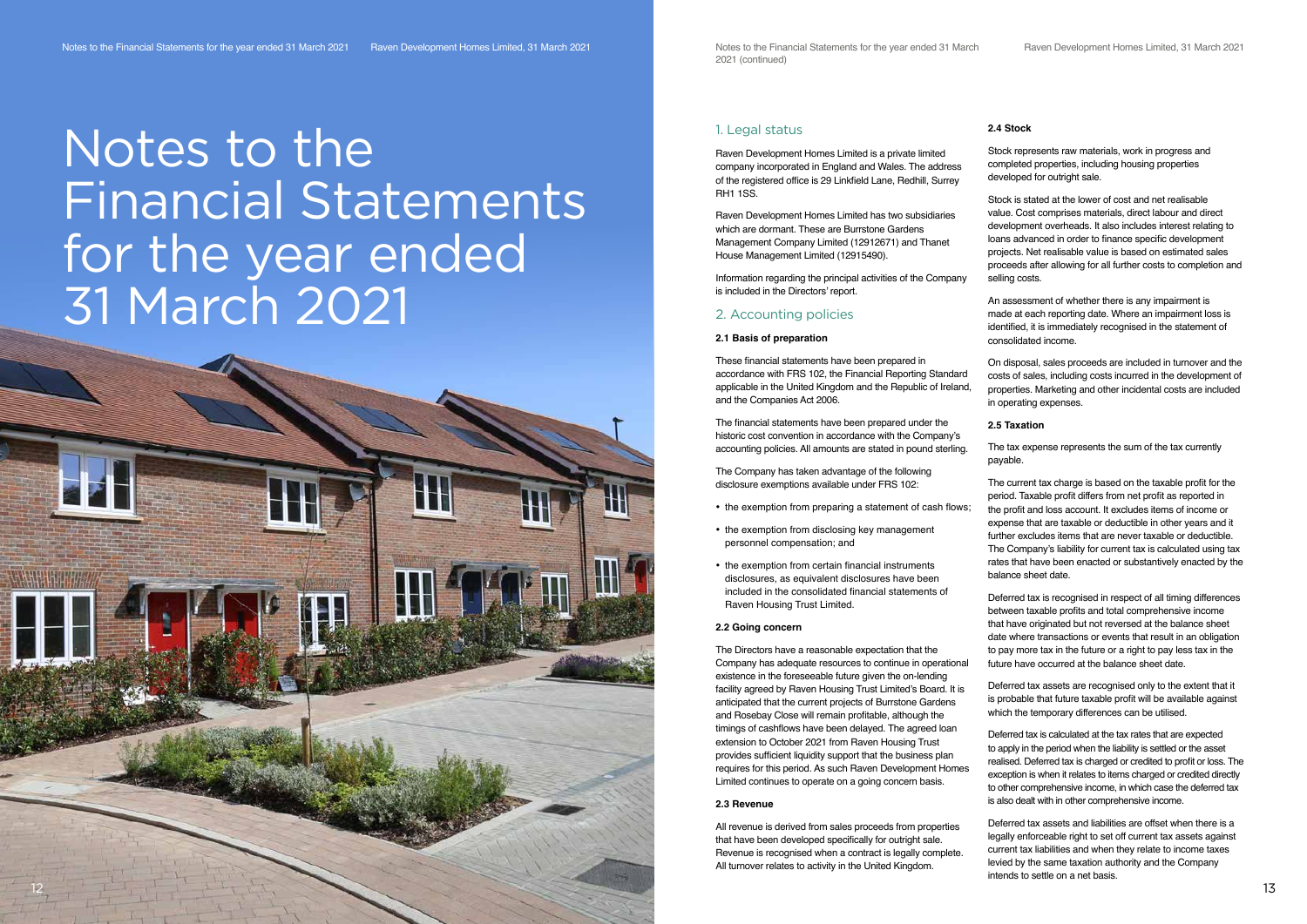# Notes to the Financial Statements for the year ended 31 March 2021

## 1. Legal status

Raven Development Homes Limited is a private limited company incorporated in England and Wales. The address of the registered office is 29 Linkfield Lane, Redhill, Surrey RH1 1SS.

Raven Development Homes Limited has two subsidiaries which are dormant. These are Burrstone Gardens Management Company Limited (12912671) and Thanet House Management Limited (12915490).

Information regarding the principal activities of the Company is included in the Directors' report.

## 2. Accounting policies

**2.1 Basis of preparation**

These financial statements have been prepared in accordance with FRS 102, the Financial Reporting Standard applicable in the United Kingdom and the Republic of Ireland, and the Companies Act 2006.

The financial statements have been prepared under the historic cost convention in accordance with the Company's accounting policies. All amounts are stated in pound sterling.

The Company has taken advantage of the following disclosure exemptions available under FRS 102:

- the exemption from preparing a statement of cash flows;
- the exemption from disclosing key management personnel compensation; and
- the exemption from certain financial instruments disclosures, as equivalent disclosures have been included in the consolidated financial statements of Raven Housing Trust Limited.

**2.2 Going concern**

The Directors have a reasonable expectation that the Company has adequate resources to continue in operational existence in the foreseeable future given the on-lending facility agreed by Raven Housing Trust Limited's Board. It is anticipated that the current projects of Burrstone Gardens and Rosebay Close will remain profitable, although the timings of cashflows have been delayed. The agreed loan extension to October 2021 from Raven Housing Trust provides sufficient liquidity support that the business plan requires for this period. As such Raven Development Homes Limited continues to operate on a going concern basis.

**2.3 Revenue**

All revenue is derived from sales proceeds from properties that have been developed specifically for outright sale. Revenue is recognised when a contract is legally complete. All turnover relates to activity in the United Kingdom.

**2.4 Stock**

Stock represents raw materials, work in progress and completed properties, including housing properties developed for outright sale.

Stock is stated at the lower of cost and net realisable value. Cost comprises materials, direct labour and direct development overheads. It also includes interest relating to loans advanced in order to finance specific development projects. Net realisable value is based on estimated sales proceeds after allowing for all further costs to completion and selling costs.

An assessment of whether there is any impairment is made at each reporting date. Where an impairment loss is identified, it is immediately recognised in the statement of consolidated income.

On disposal, sales proceeds are included in turnover and the costs of sales, including costs incurred in the development of properties. Marketing and other incidental costs are included in operating expenses.

**2.5 Taxation**

The tax expense represents the sum of the tax currently payable.

The current tax charge is based on the taxable profit for the period. Taxable profit differs from net profit as reported in the profit and loss account. It excludes items of income or expense that are taxable or deductible in other years and it further excludes items that are never taxable or deductible. The Company's liability for current tax is calculated using tax rates that have been enacted or substantively enacted by the balance sheet date.

Deferred tax is recognised in respect of all timing differences between taxable profits and total comprehensive income that have originated but not reversed at the balance sheet date where transactions or events that result in an obligation to pay more tax in the future or a right to pay less tax in the future have occurred at the balance sheet date.

Deferred tax assets are recognised only to the extent that it is probable that future taxable profit will be available against which the temporary differences can be utilised.

Deferred tax is calculated at the tax rates that are expected to apply in the period when the liability is settled or the asset realised. Deferred tax is charged or credited to profit or loss. The exception is when it relates to items charged or credited directly to other comprehensive income, in which case the deferred tax is also dealt with in other comprehensive income.

Deferred tax assets and liabilities are offset when there is a legally enforceable right to set off current tax assets against current tax liabilities and when they relate to income taxes levied by the same taxation authority and the Company intends to settle on a net basis.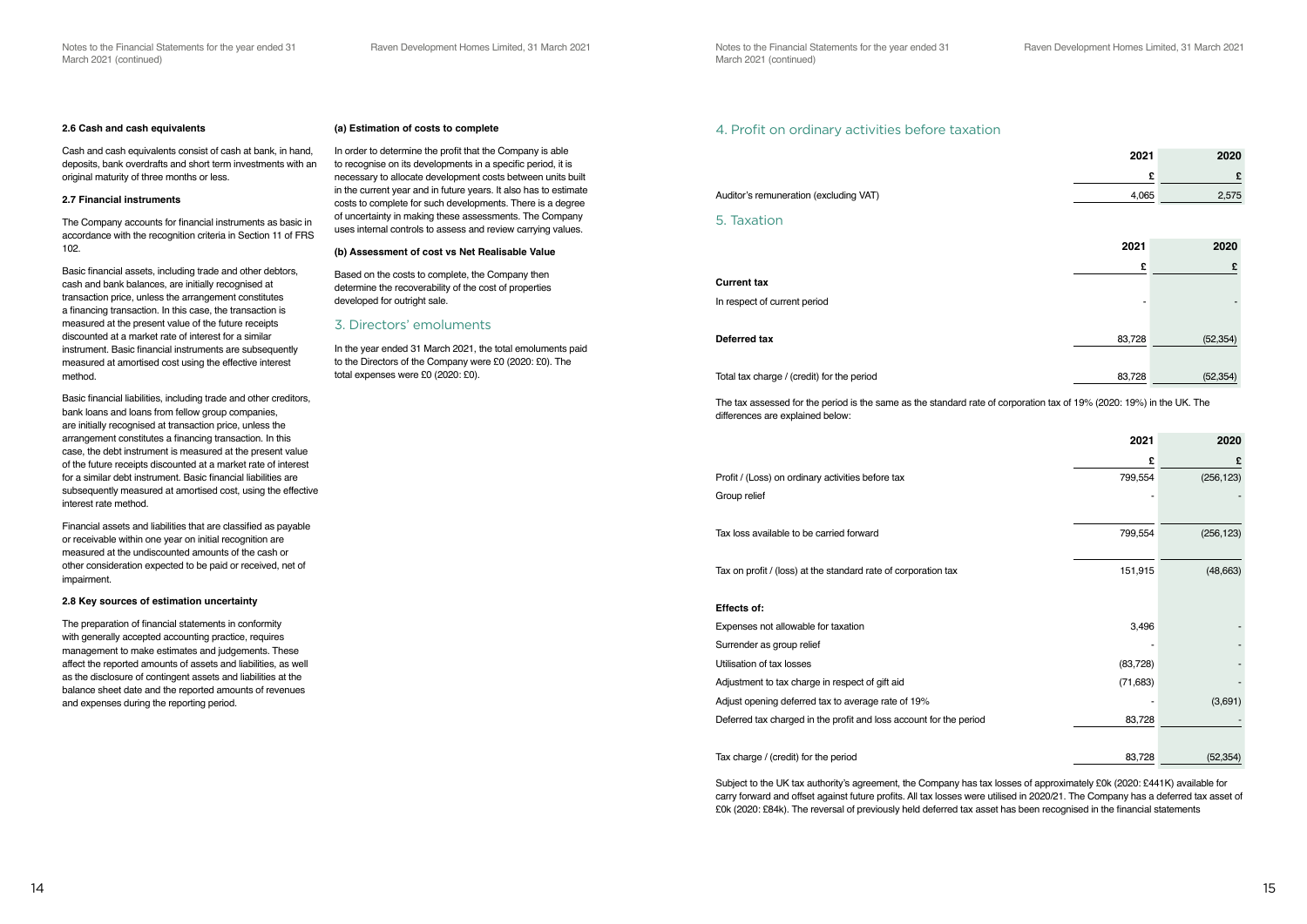**2.6 Cash and cash equivalents**

Cash and cash equivalents consist of cash at bank, in hand, deposits, bank overdrafts and short term investments with an original maturity of three months or less.

**2.7 Financial instruments**

The Company accounts for financial instruments as basic in accordance with the recognition criteria in Section 11 of FRS 102.

Basic financial assets, including trade and other debtors, cash and bank balances, are initially recognised at transaction price, unless the arrangement constitutes a financing transaction. In this case, the transaction is measured at the present value of the future receipts discounted at a market rate of interest for a similar instrument. Basic financial instruments are subsequently measured at amortised cost using the effective interest method.

Basic financial liabilities, including trade and other creditors, bank loans and loans from fellow group companies, are initially recognised at transaction price, unless the arrangement constitutes a financing transaction. In this case, the debt instrument is measured at the present value of the future receipts discounted at a market rate of interest for a similar debt instrument. Basic financial liabilities are subsequently measured at amortised cost, using the effective interest rate method.

Financial assets and liabilities that are classified as payable or receivable within one year on initial recognition are measured at the undiscounted amounts of the cash or other consideration expected to be paid or received, net of impairment.

**2.8 Key sources of estimation uncertainty**

The preparation of financial statements in conformity with generally accepted accounting practice, requires management to make estimates and judgements. These affect the reported amounts of assets and liabilities, as well as the disclosure of contingent assets and liabilities at the balance sheet date and the reported amounts of revenues and expenses during the reporting period.

**(a) Estimation of costs to complete**

In order to determine the profit that the Company is able to recognise on its developments in a specific period, it is necessary to allocate development costs between units built in the current year and in future years. It also has to estimate costs to complete for such developments. There is a degree of uncertainty in making these assessments. The Company uses internal controls to assess and review carrying values.

**(b) Assessment of cost vs Net Realisable Value**

Based on the costs to complete, the Company then determine the recoverability of the cost of properties developed for outright sale.

## 3. Directors' emoluments

In the year ended 31 March 2021, the total emoluments paid to the Directors of the Company were £0 (2020: £0). The total expenses were £0 (2020: £0).

## 4. Profit on ordinary activities before taxation

| | 2021 | 2020 |
|---|---|---|
| | £ | £ |
| Auditor's remuneration (excluding VAT) | 4,065 | 2,575 |

## 5. Taxation

| | 2021 | 2020 |
|---|---|---|
| | £ | £ |
| **Current tax** | | |
| In respect of current period | - | - |
| **Deferred tax** | 83,728 | (52,354) |
| Total tax charge / (credit) for the period | 83,728 | (52,354) |

The tax assessed for the period is the same as the standard rate of corporation tax of 19% (2020: 19%) in the UK. The differences are explained below:

| | 2021 | 2020 |
|---|---|---|
| | £ | £ |
| Profit / (Loss) on ordinary activities before tax | 799,554 | (256,123) |
| Group relief | - | - |
| Tax loss available to be carried forward | 799,554 | (256,123) |
| Tax on profit / (loss) at the standard rate of corporation tax | 151,915 | (48,663) |
| **Effects of:** | | |
| Expenses not allowable for taxation | 3,496 | - |
| Surrender as group relief | - | - |
| Utilisation of tax losses | (83,728) | - |
| Adjustment to tax charge in respect of gift aid | (71,683) | - |
| Adjust opening deferred tax to average rate of 19% | - | (3,691) |
| Deferred tax charged in the profit and loss account for the period | 83,728 | - |
| Tax charge / (credit) for the period | 83,728 | (52,354) |

Subject to the UK tax authority's agreement, the Company has tax losses of approximately £0k (2020: £441K) available for carry forward and offset against future profits. All tax losses were utilised in 2020/21. The Company has a deferred tax asset of £0k (2020: £84k). The reversal of previously held deferred tax asset has been recognised in the financial statements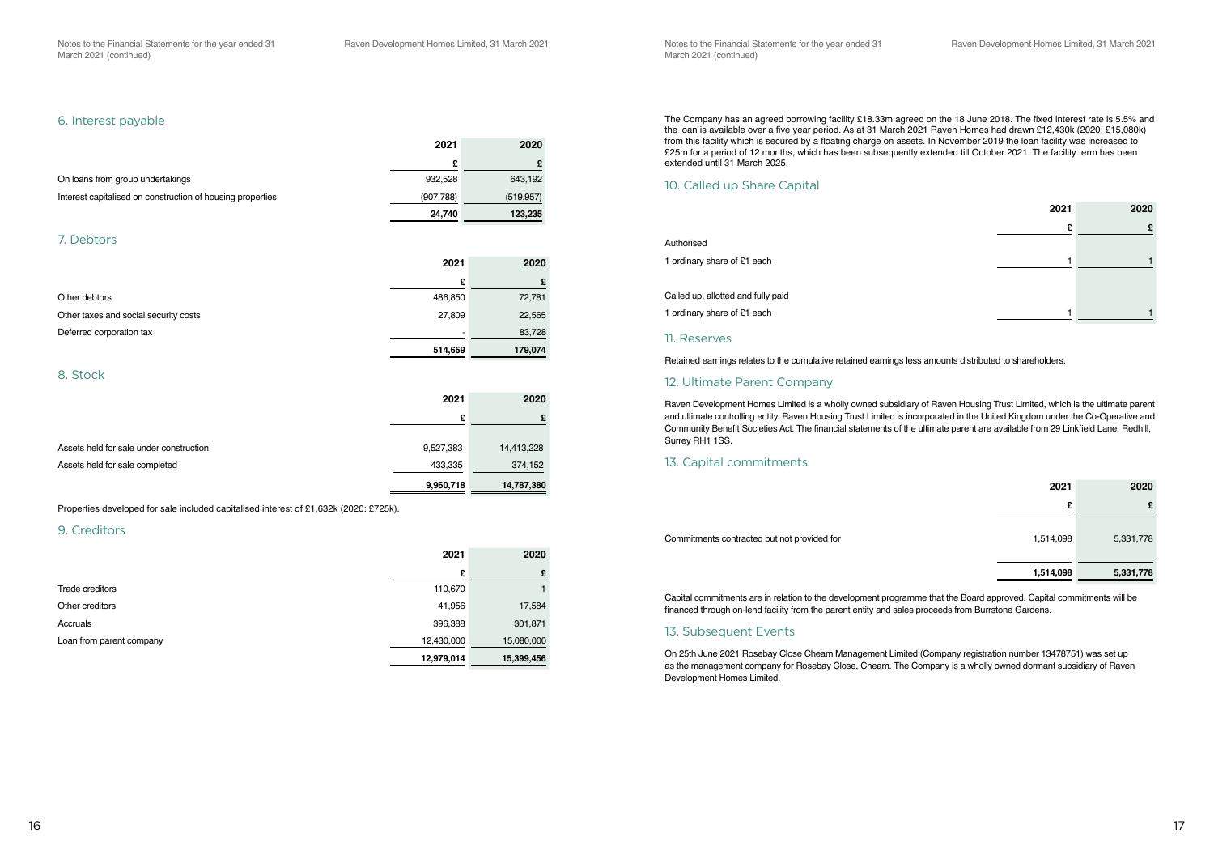## 6. Interest payable

| | 2021 | 2020 |
|---|---|---|
| | £ | £ |
| On loans from group undertakings | 932,528 | 643,192 |
| Interest capitalised on construction of housing properties | (907,788) | (519,957) |
| | 24,740 | 123,235 |

## 7. Debtors

| | 2021 | 2020 |
|---|---|---|
| | £ | £ |
| Other debtors | 486,850 | 72,781 |
| Other taxes and social security costs | 27,809 | 22,565 |
| Deferred corporation tax | - | 83,728 |
| | 514,659 | 179,074 |

## 8. Stock

| | 2021 | 2020 |
|---|---|---|
| | £ | £ |
| Assets held for sale under construction | 9,527,383 | 14,413,228 |
| Assets held for sale completed | 433,335 | 374,152 |
| | 9,960,718 | 14,787,380 |

Properties developed for sale included capitalised interest of £1,632k (2020: £725k).

## 9. Creditors

| | 2021 | 2020 |
|---|---|---|
| | £ | £ |
| Trade creditors | 110,670 | 1 |
| Other creditors | 41,956 | 17,584 |
| Accruals | 396,388 | 301,871 |
| Loan from parent company | 12,430,000 | 15,080,000 |
| | 12,979,014 | 15,399,456 |

The Company has an agreed borrowing facility £18.33m agreed on the 18 June 2018. The fixed interest rate is 5.5% and the loan is available over a five year period. As at 31 March 2021 Raven Homes had drawn £12,430k (2020: £15,080k) from this facility which is secured by a floating charge on assets. In November 2019 the loan facility was increased to £25m for a period of 12 months, which has been subsequently extended till October 2021. The facility term has been extended until 31 March 2025.

## 10. Called up Share Capital

| | 2021 | 2020 |
|---|---|---|
| | £ | £ |
| Authorised | | |
| 1 ordinary share of £1 each | 1 | 1 |
| | | |
| Called up, allotted and fully paid | | |
| 1 ordinary share of £1 each | 1 | 1 |

## 11. Reserves

Retained earnings relates to the cumulative retained earnings less amounts distributed to shareholders.

## 12. Ultimate Parent Company

Raven Development Homes Limited is a wholly owned subsidiary of Raven Housing Trust Limited, which is the ultimate parent and ultimate controlling entity. Raven Housing Trust Limited is incorporated in the United Kingdom under the Co-Operative and Community Benefit Societies Act. The financial statements of the ultimate parent are available from 29 Linkfield Lane, Redhill, Surrey RH1 1SS.

## 13. Capital commitments

| | 2021 | 2020 |
|---|---|---|
| | £ | £ |
| Commitments contracted but not provided for | 1,514,098 | 5,331,778 |
| | 1,514,098 | 5,331,778 |

Capital commitments are in relation to the development programme that the Board approved. Capital commitments will be financed through on-lend facility from the parent entity and sales proceeds from Burrstone Gardens.

## 13. Subsequent Events

On 25th June 2021 Rosebay Close Cheam Management Limited (Company registration number 13478751) was set up as the management company for Rosebay Close, Cheam. The Company is a wholly owned dormant subsidiary of Raven Development Homes Limited.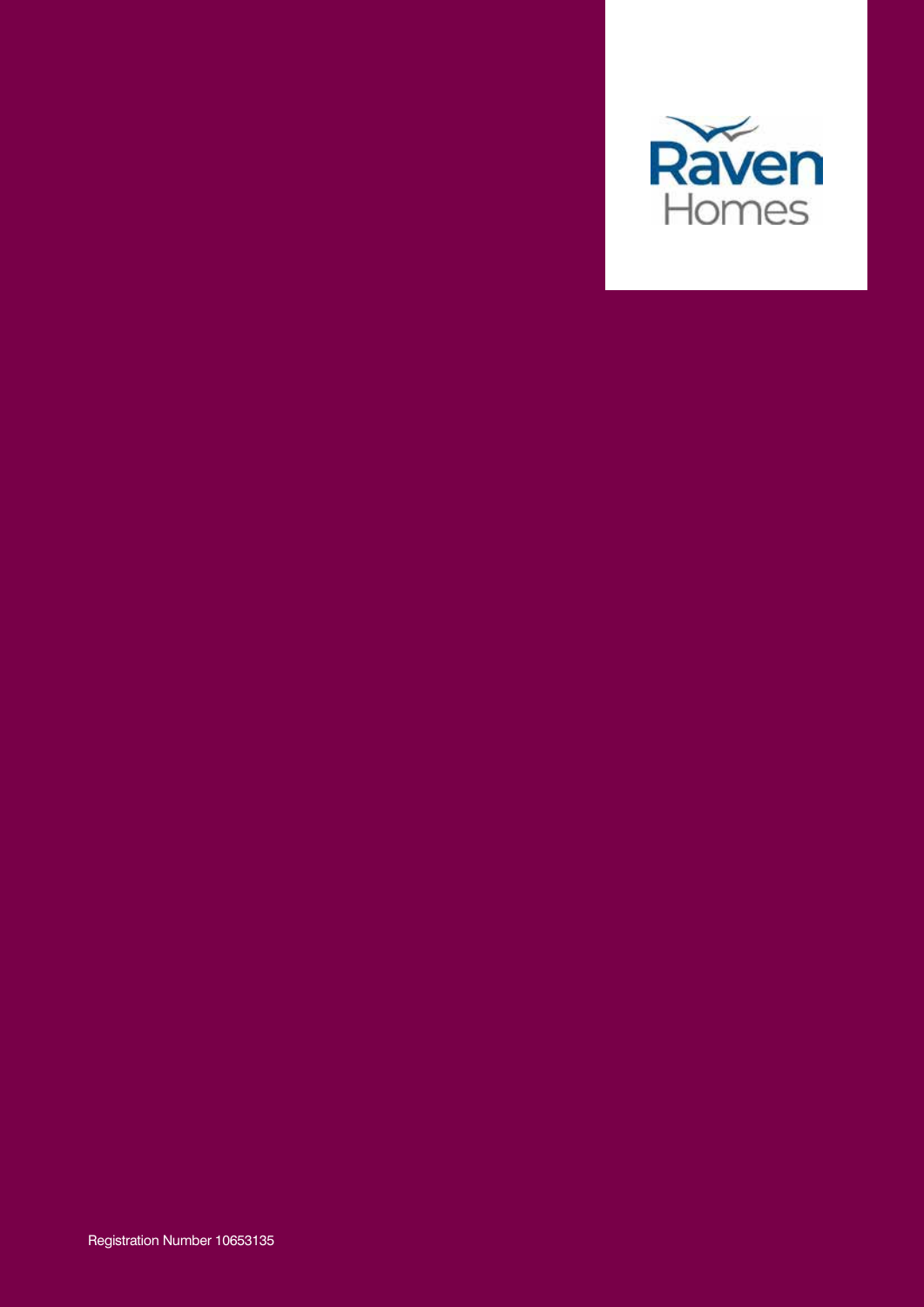Raven Homes

Registration Number 10653135